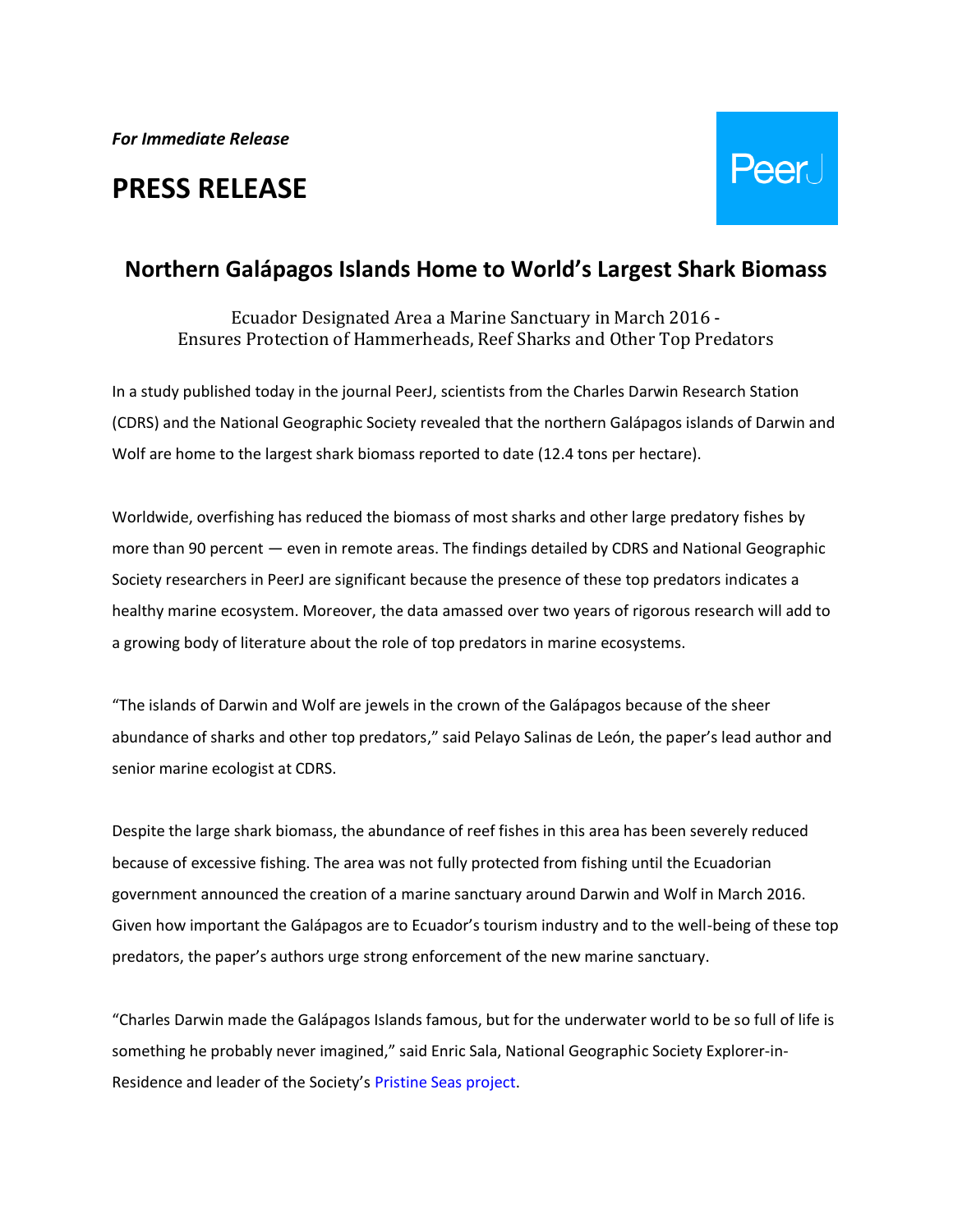*For Immediate Release*

# PRESS RELEASE

PeerJ

## Northern Galápagos Islands Home to World's Largest Shark Biomass

Ecuador Designated Area a Marine Sanctuary in March 2016 -
Ensures Protection of Hammerheads, Reef Sharks and Other Top Predators

In a study published today in the journal PeerJ, scientists from the Charles Darwin Research Station (CDRS) and the National Geographic Society revealed that the northern Galápagos islands of Darwin and Wolf are home to the largest shark biomass reported to date (12.4 tons per hectare).

Worldwide, overfishing has reduced the biomass of most sharks and other large predatory fishes by more than 90 percent — even in remote areas. The findings detailed by CDRS and National Geographic Society researchers in PeerJ are significant because the presence of these top predators indicates a healthy marine ecosystem. Moreover, the data amassed over two years of rigorous research will add to a growing body of literature about the role of top predators in marine ecosystems.

"The islands of Darwin and Wolf are jewels in the crown of the Galápagos because of the sheer abundance of sharks and other top predators," said Pelayo Salinas de León, the paper's lead author and senior marine ecologist at CDRS.

Despite the large shark biomass, the abundance of reef fishes in this area has been severely reduced because of excessive fishing. The area was not fully protected from fishing until the Ecuadorian government announced the creation of a marine sanctuary around Darwin and Wolf in March 2016. Given how important the Galápagos are to Ecuador's tourism industry and to the well-being of these top predators, the paper's authors urge strong enforcement of the new marine sanctuary.

"Charles Darwin made the Galápagos Islands famous, but for the underwater world to be so full of life is something he probably never imagined," said Enric Sala, National Geographic Society Explorer-in-Residence and leader of the Society's Pristine Seas project.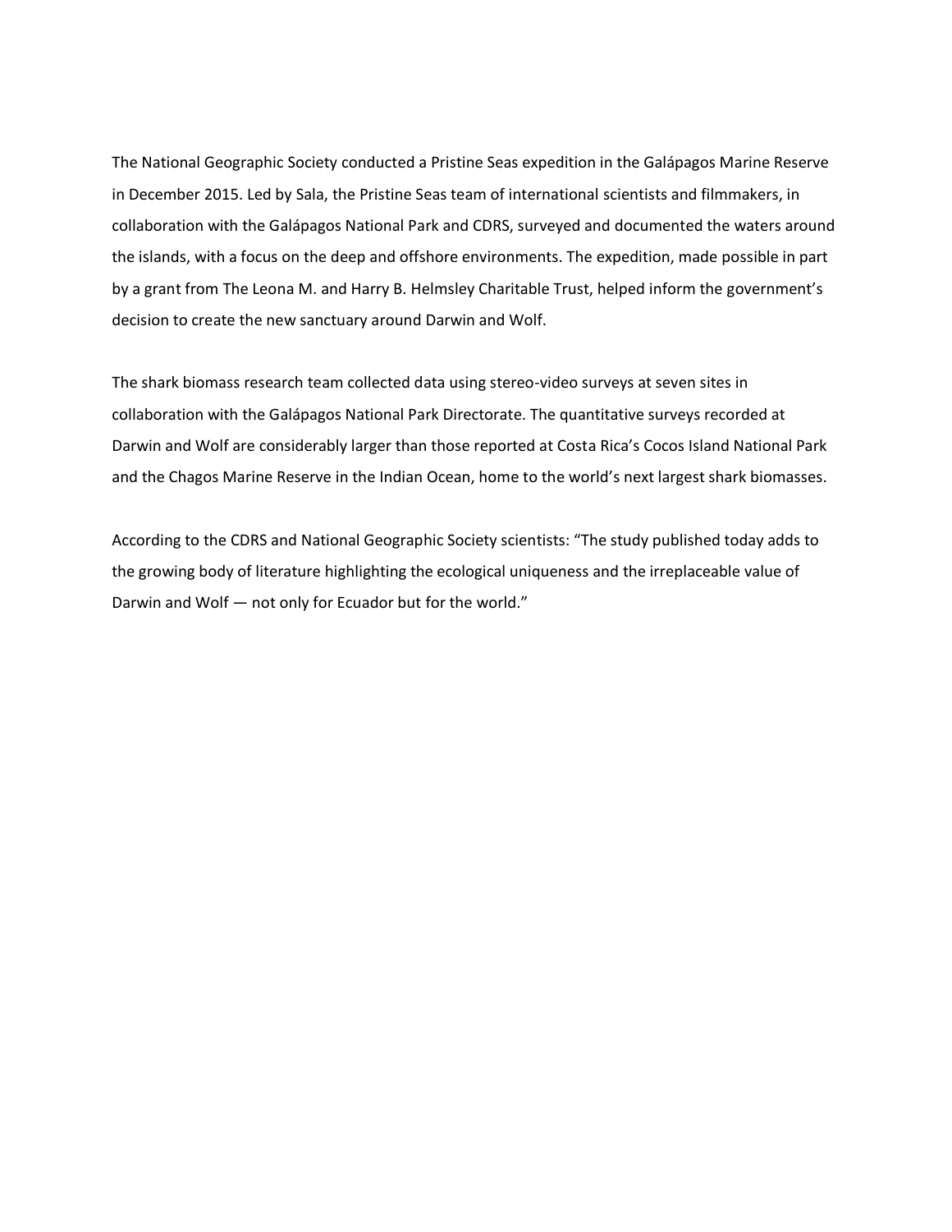The National Geographic Society conducted a Pristine Seas expedition in the Galápagos Marine Reserve in December 2015. Led by Sala, the Pristine Seas team of international scientists and filmmakers, in collaboration with the Galápagos National Park and CDRS, surveyed and documented the waters around the islands, with a focus on the deep and offshore environments. The expedition, made possible in part by a grant from The Leona M. and Harry B. Helmsley Charitable Trust, helped inform the government's decision to create the new sanctuary around Darwin and Wolf.

The shark biomass research team collected data using stereo-video surveys at seven sites in collaboration with the Galápagos National Park Directorate. The quantitative surveys recorded at Darwin and Wolf are considerably larger than those reported at Costa Rica's Cocos Island National Park and the Chagos Marine Reserve in the Indian Ocean, home to the world's next largest shark biomasses.

According to the CDRS and National Geographic Society scientists: "The study published today adds to the growing body of literature highlighting the ecological uniqueness and the irreplaceable value of Darwin and Wolf — not only for Ecuador but for the world."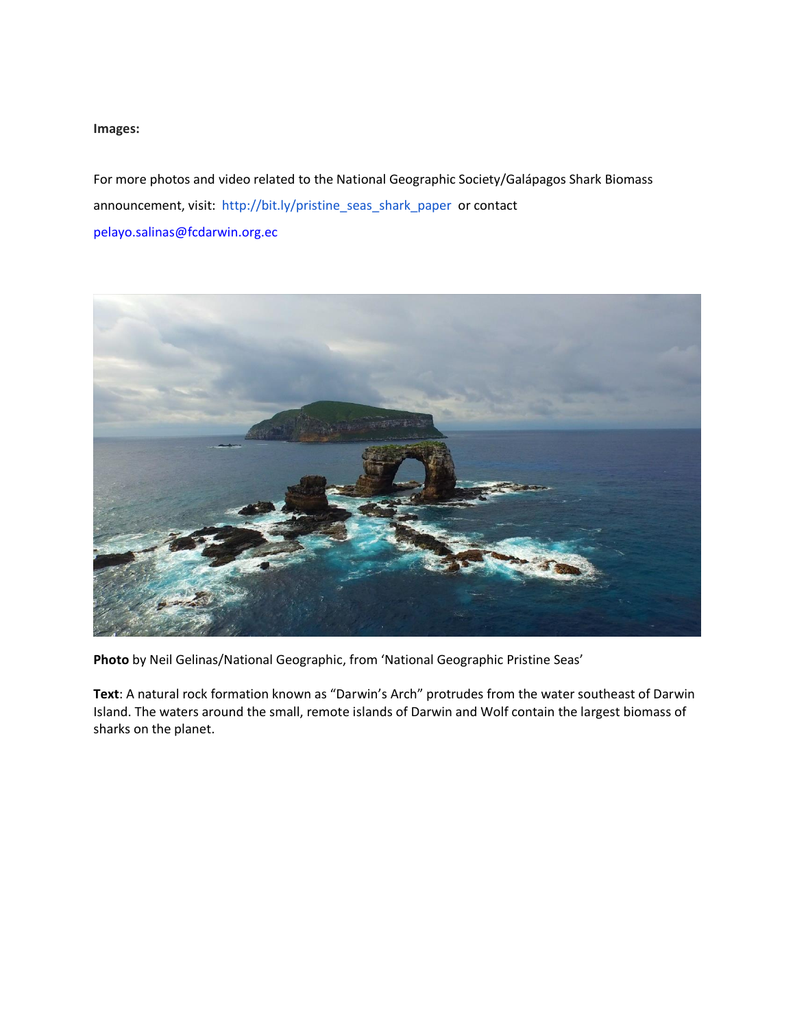**Images:**

For more photos and video related to the National Geographic Society/Galápagos Shark Biomass announcement, visit: http://bit.ly/pristine_seas_shark_paper or contact pelayo.salinas@fcdarwin.org.ec

**Photo** by Neil Gelinas/National Geographic, from 'National Geographic Pristine Seas'

**Text**: A natural rock formation known as "Darwin's Arch" protrudes from the water southeast of Darwin Island. The waters around the small, remote islands of Darwin and Wolf contain the largest biomass of sharks on the planet.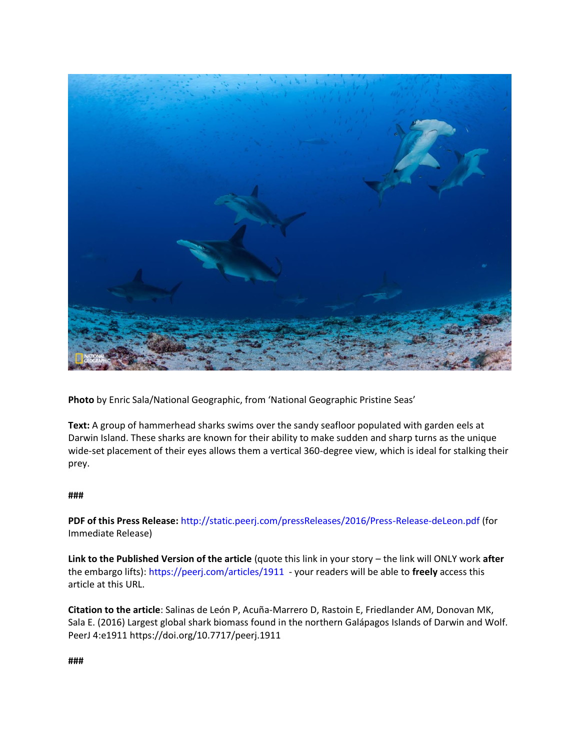**Photo** by Enric Sala/National Geographic, from 'National Geographic Pristine Seas'

**Text:** A group of hammerhead sharks swims over the sandy seafloor populated with garden eels at Darwin Island. These sharks are known for their ability to make sudden and sharp turns as the unique wide-set placement of their eyes allows them a vertical 360-degree view, which is ideal for stalking their prey.

###

**PDF of this Press Release:** http://static.peerj.com/pressReleases/2016/Press-Release-deLeon.pdf (for Immediate Release)

**Link to the Published Version of the article** (quote this link in your story – the link will ONLY work **after** the embargo lifts): https://peerj.com/articles/1911 - your readers will be able to **freely** access this article at this URL.

**Citation to the article**: Salinas de León P, Acuña-Marrero D, Rastoin E, Friedlander AM, Donovan MK, Sala E. (2016) Largest global shark biomass found in the northern Galápagos Islands of Darwin and Wolf. PeerJ 4:e1911 https://doi.org/10.7717/peerj.1911

###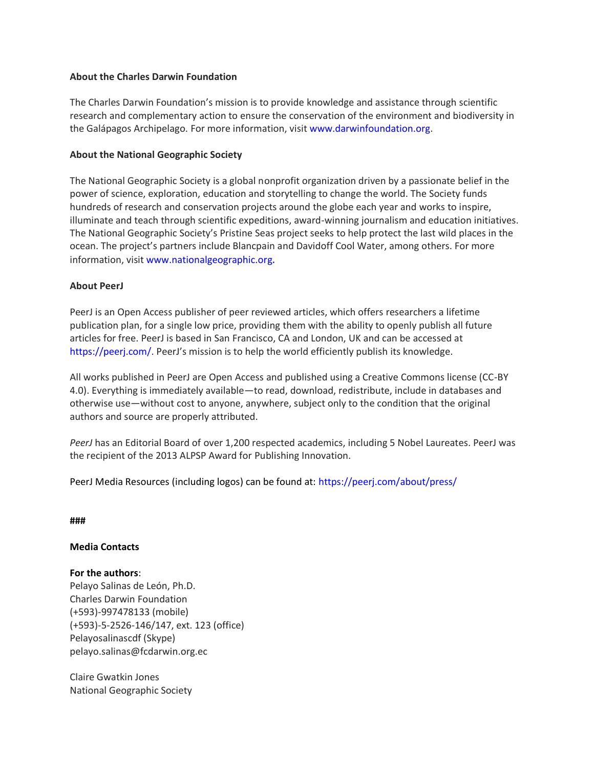**About the Charles Darwin Foundation**

The Charles Darwin Foundation's mission is to provide knowledge and assistance through scientific research and complementary action to ensure the conservation of the environment and biodiversity in the Galápagos Archipelago. For more information, visit www.darwinfoundation.org.

**About the National Geographic Society**

The National Geographic Society is a global nonprofit organization driven by a passionate belief in the power of science, exploration, education and storytelling to change the world. The Society funds hundreds of research and conservation projects around the globe each year and works to inspire, illuminate and teach through scientific expeditions, award-winning journalism and education initiatives. The National Geographic Society's Pristine Seas project seeks to help protect the last wild places in the ocean. The project's partners include Blancpain and Davidoff Cool Water, among others. For more information, visit www.nationalgeographic.org.

**About PeerJ**

PeerJ is an Open Access publisher of peer reviewed articles, which offers researchers a lifetime publication plan, for a single low price, providing them with the ability to openly publish all future articles for free. PeerJ is based in San Francisco, CA and London, UK and can be accessed at https://peerj.com/. PeerJ's mission is to help the world efficiently publish its knowledge.

All works published in PeerJ are Open Access and published using a Creative Commons license (CC-BY 4.0). Everything is immediately available—to read, download, redistribute, include in databases and otherwise use—without cost to anyone, anywhere, subject only to the condition that the original authors and source are properly attributed.

*PeerJ* has an Editorial Board of over 1,200 respected academics, including 5 Nobel Laureates. PeerJ was the recipient of the 2013 ALPSP Award for Publishing Innovation.

PeerJ Media Resources (including logos) can be found at: https://peerj.com/about/press/

**###**

**Media Contacts**

**For the authors**:
Pelayo Salinas de León, Ph.D.
Charles Darwin Foundation
(+593)-997478133 (mobile)
(+593)-5-2526-146/147, ext. 123 (office)
Pelayosalinascdf (Skype)
pelayo.salinas@fcdarwin.org.ec

Claire Gwatkin Jones
National Geographic Society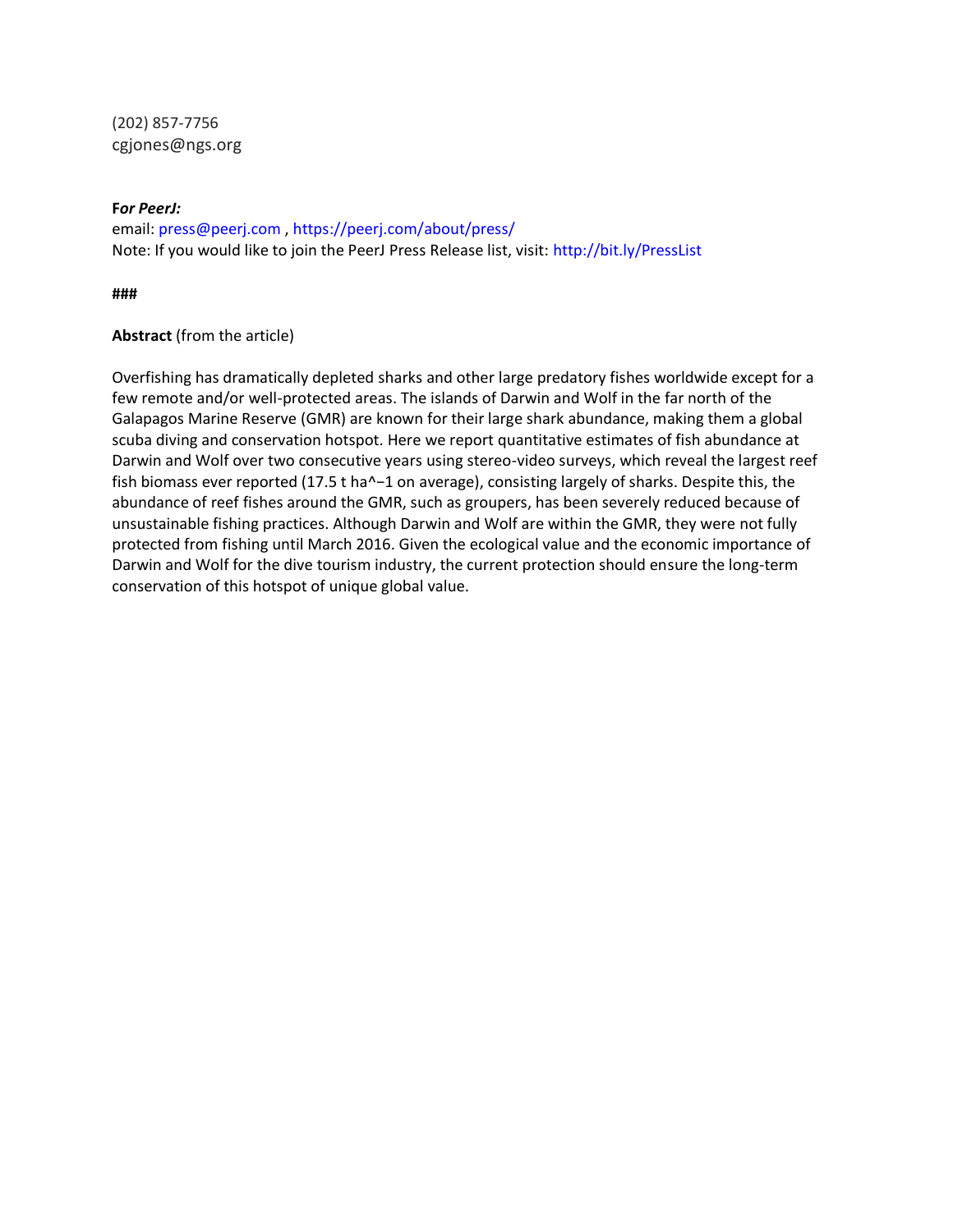(202) 857-7756
cgjones@ngs.org

**F*or PeerJ:***
email: press@peerj.com , https://peerj.com/about/press/
Note: If you would like to join the PeerJ Press Release list, visit: http://bit.ly/PressList

**###**

**Abstract** (from the article)

Overfishing has dramatically depleted sharks and other large predatory fishes worldwide except for a few remote and/or well-protected areas. The islands of Darwin and Wolf in the far north of the Galapagos Marine Reserve (GMR) are known for their large shark abundance, making them a global scuba diving and conservation hotspot. Here we report quantitative estimates of fish abundance at Darwin and Wolf over two consecutive years using stereo-video surveys, which reveal the largest reef fish biomass ever reported (17.5 t $ha^{-1}$ on average), consisting largely of sharks. Despite this, the abundance of reef fishes around the GMR, such as groupers, has been severely reduced because of unsustainable fishing practices. Although Darwin and Wolf are within the GMR, they were not fully protected from fishing until March 2016. Given the ecological value and the economic importance of Darwin and Wolf for the dive tourism industry, the current protection should ensure the long-term conservation of this hotspot of unique global value.